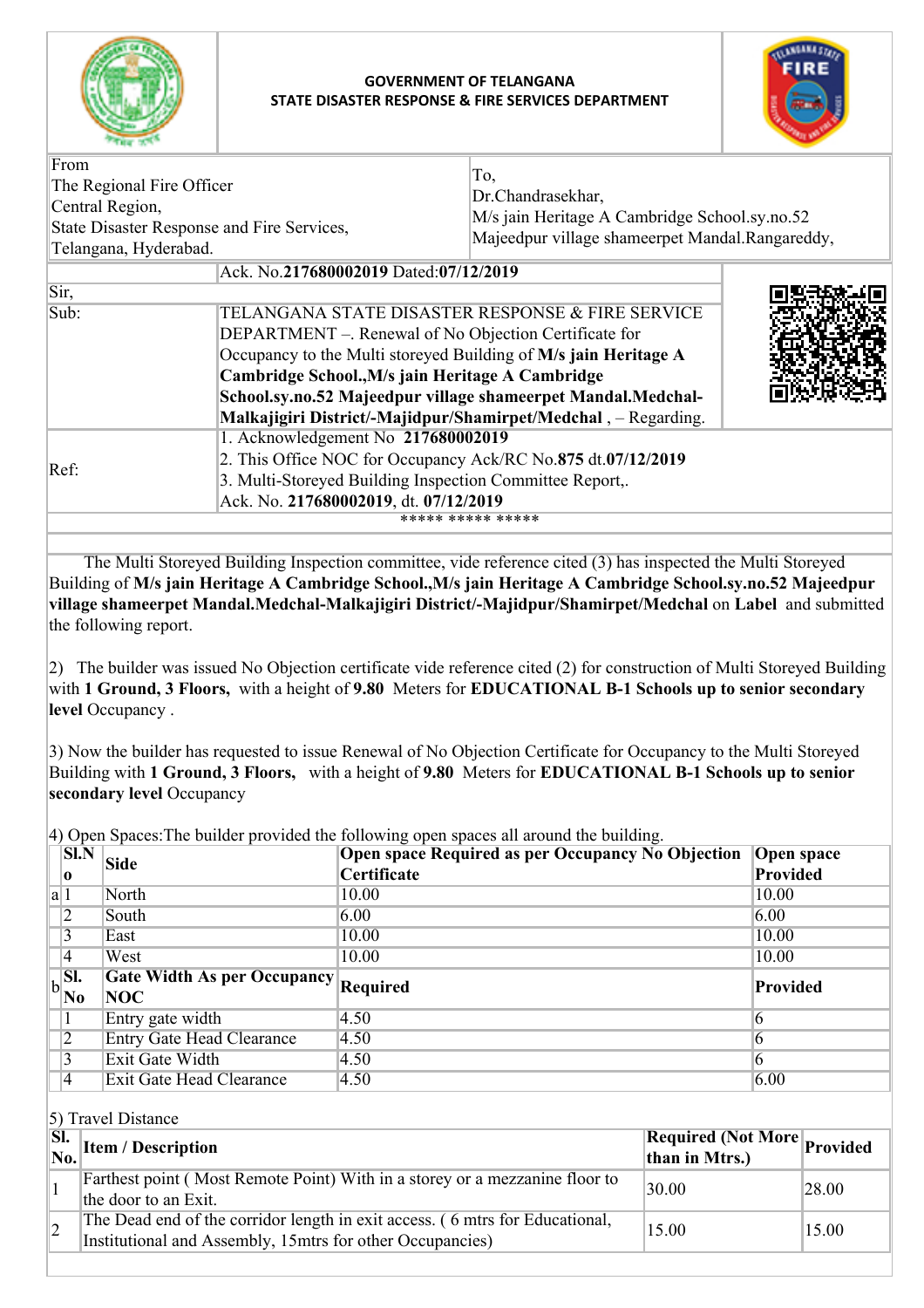**GOVERNMENT OF TELANGANA**
**STATE DISASTER RESPONSE & FIRE SERVICES DEPARTMENT**

| From | To, |
|---|---|
| The Regional Fire Officer<br>Central Region,<br>State Disaster Response and Fire Services,<br>Telangana, Hyderabad. | Dr.Chandrasekhar,<br>M/s jain Heritage A Cambridge School.sy.no.52<br>Majeedpur village shameerpet Mandal.Rangareddy, |

Ack. No.**217680002019** Dated:**07/12/2019**

Sir,

| | |
|---|---|
| Sub: | TELANGANA STATE DISASTER RESPONSE & FIRE SERVICE DEPARTMENT –. Renewal of No Objection Certificate for Occupancy to the Multi storeyed Building of **M/s jain Heritage A Cambridge School.,M/s jain Heritage A Cambridge School.sy.no.52 Majeedpur village shameerpet Mandal.Medchal-Malkajigiri District/-Majidpur/Shamirpet/Medchal** , – Regarding. |
| Ref: | 1. Acknowledgement No **217680002019**<br>2. This Office NOC for Occupancy Ack/RC No.**875** dt.**07/12/2019**<br>3. Multi-Storeyed Building Inspection Committee Report,.<br>Ack. No. **217680002019**, dt. **07/12/2019** |

***** ***** *****

The Multi Storeyed Building Inspection committee, vide reference cited (3) has inspected the Multi Storeyed Building of **M/s jain Heritage A Cambridge School.,M/s jain Heritage A Cambridge School.sy.no.52 Majeedpur village shameerpet Mandal.Medchal-Malkajigiri District/-Majidpur/Shamirpet/Medchal** on **Label** and submitted the following report.

2) The builder was issued No Objection certificate vide reference cited (2) for construction of Multi Storeyed Building with **1 Ground, 3 Floors,** with a height of **9.80** Meters for **EDUCATIONAL B-1 Schools up to senior secondary level** Occupancy .

3) Now the builder has requested to issue Renewal of No Objection Certificate for Occupancy to the Multi Storeyed Building with **1 Ground, 3 Floors,** with a height of **9.80** Meters for **EDUCATIONAL B-1 Schools up to senior secondary level** Occupancy

4) Open Spaces:The builder provided the following open spaces all around the building.

| | Sl.No | Side | Open space Required as per Occupancy No Objection Certificate | Open space Provided |
|---|---|---|---|---|
| a | 1 | North | 10.00 | 10.00 |
| | 2 | South | 6.00 | 6.00 |
| | 3 | East | 10.00 | 10.00 |
| | 4 | West | 10.00 | 10.00 |
| b | **Sl. No** | **Gate Width As per Occupancy NOC** | **Required** | **Provided** |
| | 1 | Entry gate width | 4.50 | 6 |
| | 2 | Entry Gate Head Clearance | 4.50 | 6 |
| | 3 | Exit Gate Width | 4.50 | 6 |
| | 4 | Exit Gate Head Clearance | 4.50 | 6.00 |

5) Travel Distance

| Sl. No. | Item / Description | Required (Not More than in Mtrs.) | Provided |
|---|---|---|---|
| 1 | Farthest point ( Most Remote Point) With in a storey or a mezzanine floor to the door to an Exit. | 30.00 | 28.00 |
| 2 | The Dead end of the corridor length in exit access. ( 6 mtrs for Educational, Institutional and Assembly, 15mtrs for other Occupancies) | 15.00 | 15.00 |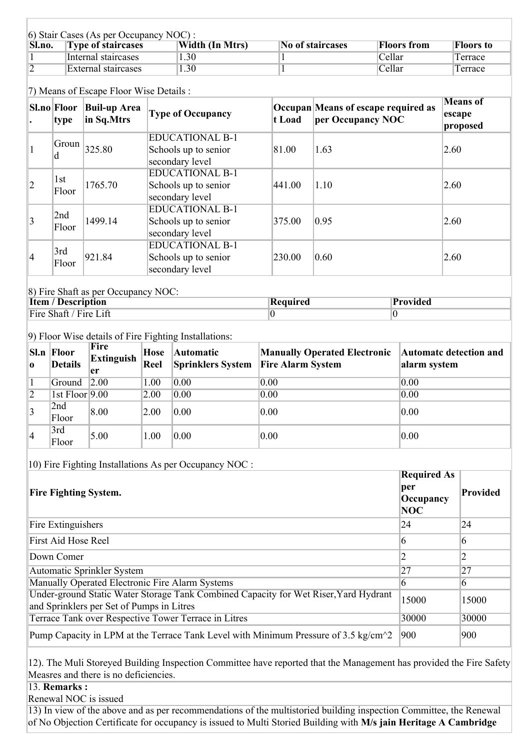6) Stair Cases (As per Occupancy NOC) :

| Sl.no. | Type of staircases | Width (In Mtrs) | No of staircases | Floors from | Floors to |
|---|---|---|---|---|---|
| 1 | Internal staircases | 1.30 | 1 | Cellar | Terrace |
| 2 | External staircases | 1.30 | 1 | Cellar | Terrace |

7) Means of Escape Floor Wise Details :

| Sl.no. | Floor type | Buil-up Area in Sq.Mtrs | Type of Occupancy | Occupant Load | Means of escape required as per Occupancy NOC | Means of escape proposed |
|---|---|---|---|---|---|---|
| 1 | Ground | 325.80 | EDUCATIONAL B-1 Schools up to senior secondary level | 81.00 | 1.63 | 2.60 |
| 2 | 1st Floor | 1765.70 | EDUCATIONAL B-1 Schools up to senior secondary level | 441.00 | 1.10 | 2.60 |
| 3 | 2nd Floor | 1499.14 | EDUCATIONAL B-1 Schools up to senior secondary level | 375.00 | 0.95 | 2.60 |
| 4 | 3rd Floor | 921.84 | EDUCATIONAL B-1 Schools up to senior secondary level | 230.00 | 0.60 | 2.60 |

8) Fire Shaft as per Occupancy NOC:

| Item / Description | Required | Provided |
|---|---|---|
| Fire Shaft / Fire Lift | 0 | 0 |

9) Floor Wise details of Fire Fighting Installations:

| Sl.no | Floor Details | Fire Extinguisher | Hose Reel | Automatic Sprinklers System | Manually Operated Electronic Fire Alarm System | Automatc detection and alarm system |
|---|---|---|---|---|---|---|
| 1 | Ground | 2.00 | 1.00 | 0.00 | 0.00 | 0.00 |
| 2 | 1st Floor | 9.00 | 2.00 | 0.00 | 0.00 | 0.00 |
| 3 | 2nd Floor | 8.00 | 2.00 | 0.00 | 0.00 | 0.00 |
| 4 | 3rd Floor | 5.00 | 1.00 | 0.00 | 0.00 | 0.00 |

10) Fire Fighting Installations As per Occupancy NOC :

| Fire Fighting System. | Required As per Occupancy NOC | Provided |
|---|---|---|
| Fire Extinguishers | 24 | 24 |
| First Aid Hose Reel | 6 | 6 |
| Down Comer | 2 | 2 |
| Automatic Sprinkler System | 27 | 27 |
| Manually Operated Electronic Fire Alarm Systems | 6 | 6 |
| Under-ground Static Water Storage Tank Combined Capacity for Wet Riser,Yard Hydrant and Sprinklers per Set of Pumps in Litres | 15000 | 15000 |
| Terrace Tank over Respective Tower Terrace in Litres | 30000 | 30000 |
| Pump Capacity in LPM at the Terrace Tank Level with Minimum Pressure of 3.5 kg/cm^2 | 900 | 900 |

12). The Muli Storeyed Building Inspection Committee have reported that the Management has provided the Fire Safety Measres and there is no deficiencies.

13. **Remarks :**

Renewal NOC is issued

13) In view of the above and as per recommendations of the multistoried building inspection Committee, the Renewal of No Objection Certificate for occupancy is issued to Multi Storied Building with **M/s jain Heritage A Cambridge**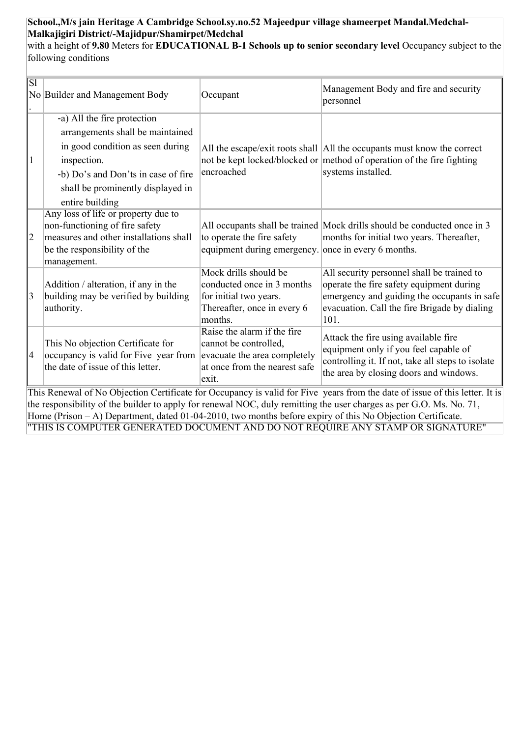**School.,M/s jain Heritage A Cambridge School.sy.no.52 Majeedpur village shameerpet Mandal.Medchal-Malkajigiri District/-Majidpur/Shamirpet/Medchal**

with a height of **9.80** Meters for **EDUCATIONAL B-1 Schools up to senior secondary level** Occupancy subject to the following conditions

| Sl No. | Builder and Management Body | Occupant | Management Body and fire and security personnel |
|---|---|---|---|
| 1 | -a) All the fire protection arrangements shall be maintained in good condition as seen during inspection.<br>-b) Do's and Don'ts in case of fire shall be prominently displayed in entire building | All the escape/exit roots shall not be kept locked/blocked or encroached | All the occupants must know the correct method of operation of the fire fighting systems installed. |
| 2 | Any loss of life or property due to non-functioning of fire safety measures and other installations shall be the responsibility of the management. | All occupants shall be trained to operate the fire safety equipment during emergency. | Mock drills should be conducted once in 3 months for initial two years. Thereafter, once in every 6 months. |
| 3 | Addition / alteration, if any in the building may be verified by building authority. | Mock drills should be conducted once in 3 months for initial two years. Thereafter, once in every 6 months. | All security personnel shall be trained to operate the fire safety equipment during emergency and guiding the occupants in safe evacuation. Call the fire Brigade by dialing 101. |
| 4 | This No objection Certificate for occupancy is valid for Five year from the date of issue of this letter. | Raise the alarm if the fire cannot be controlled, evacuate the area completely at once from the nearest safe exit. | Attack the fire using available fire equipment only if you feel capable of controlling it. If not, take all steps to isolate the area by closing doors and windows. |

This Renewal of No Objection Certificate for Occupancy is valid for Five years from the date of issue of this letter. It is the responsibility of the builder to apply for renewal NOC, duly remitting the user charges as per G.O. Ms. No. 71, Home (Prison – A) Department, dated 01-04-2010, two months before expiry of this No Objection Certificate.

"THIS IS COMPUTER GENERATED DOCUMENT AND DO NOT REQUIRE ANY STAMP OR SIGNATURE"